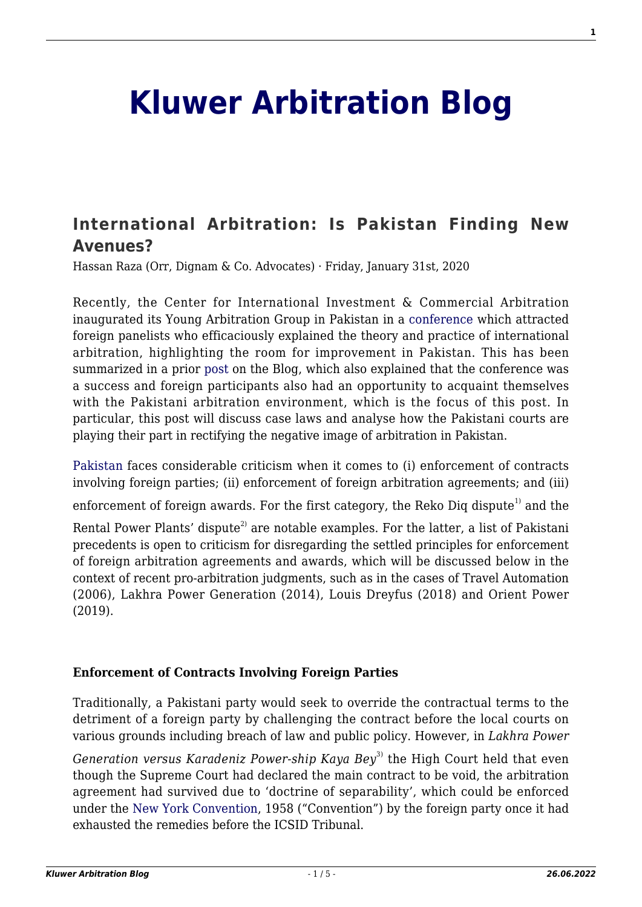# Kluwer Arbitration Blog

## International Arbitration: Is Pakistan Finding New Avenues?

Hassan Raza (Orr, Dignam & Co. Advocates) · Friday, January 31st, 2020

Recently, the Center for International Investment & Commercial Arbitration inaugurated its Young Arbitration Group in Pakistan in a conference which attracted foreign panelists who efficaciously explained the theory and practice of international arbitration, highlighting the room for improvement in Pakistan. This has been summarized in a prior post on the Blog, which also explained that the conference was a success and foreign participants also had an opportunity to acquaint themselves with the Pakistani arbitration environment, which is the focus of this post. In particular, this post will discuss case laws and analyse how the Pakistani courts are playing their part in rectifying the negative image of arbitration in Pakistan.

Pakistan faces considerable criticism when it comes to (i) enforcement of contracts involving foreign parties; (ii) enforcement of foreign arbitration agreements; and (iii) enforcement of foreign awards. For the first category, the Reko Diq dispute[1] and the Rental Power Plants' dispute[2] are notable examples. For the latter, a list of Pakistani precedents is open to criticism for disregarding the settled principles for enforcement of foreign arbitration agreements and awards, which will be discussed below in the context of recent pro-arbitration judgments, such as in the cases of Travel Automation (2006), Lakhra Power Generation (2014), Louis Dreyfus (2018) and Orient Power (2019).

**Enforcement of Contracts Involving Foreign Parties**

Traditionally, a Pakistani party would seek to override the contractual terms to the detriment of a foreign party by challenging the contract before the local courts on various grounds including breach of law and public policy. However, in *Lakhra Power Generation versus Karadeniz Power-ship Kaya Bey*[3] the High Court held that even though the Supreme Court had declared the main contract to be void, the arbitration agreement had survived due to 'doctrine of separability', which could be enforced under the New York Convention, 1958 ("Convention") by the foreign party once it had exhausted the remedies before the ICSID Tribunal.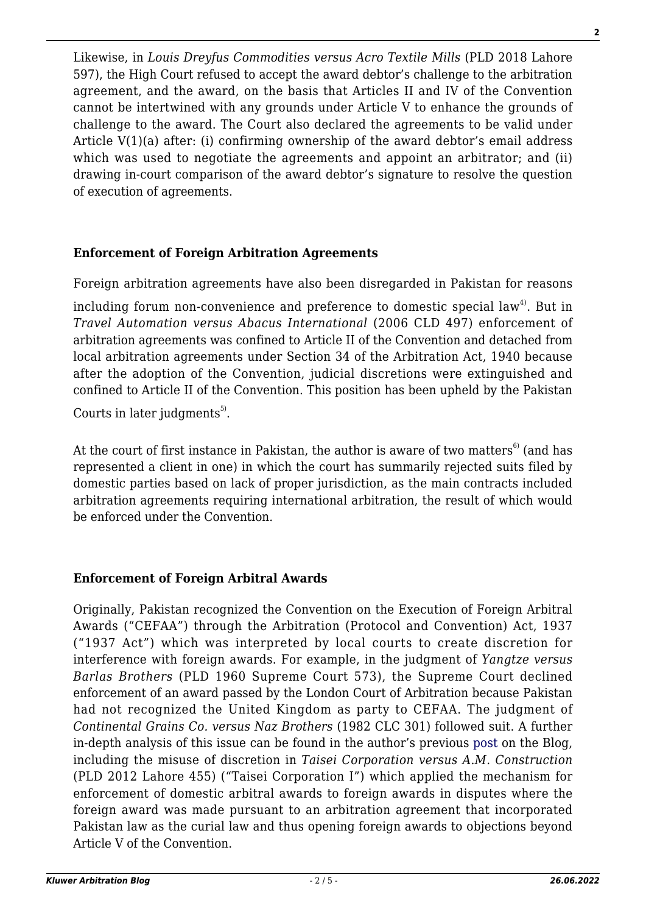Likewise, in *Louis Dreyfus Commodities versus Acro Textile Mills* (PLD 2018 Lahore 597), the High Court refused to accept the award debtor's challenge to the arbitration agreement, and the award, on the basis that Articles II and IV of the Convention cannot be intertwined with any grounds under Article V to enhance the grounds of challenge to the award. The Court also declared the agreements to be valid under Article V(1)(a) after: (i) confirming ownership of the award debtor's email address which was used to negotiate the agreements and appoint an arbitrator; and (ii) drawing in-court comparison of the award debtor's signature to resolve the question of execution of agreements.

## Enforcement of Foreign Arbitration Agreements

Foreign arbitration agreements have also been disregarded in Pakistan for reasons including forum non-convenience and preference to domestic special law[4]. But in *Travel Automation versus Abacus International* (2006 CLD 497) enforcement of arbitration agreements was confined to Article II of the Convention and detached from local arbitration agreements under Section 34 of the Arbitration Act, 1940 because after the adoption of the Convention, judicial discretions were extinguished and confined to Article II of the Convention. This position has been upheld by the Pakistan Courts in later judgments[5].

At the court of first instance in Pakistan, the author is aware of two matters[6] (and has represented a client in one) in which the court has summarily rejected suits filed by domestic parties based on lack of proper jurisdiction, as the main contracts included arbitration agreements requiring international arbitration, the result of which would be enforced under the Convention.

## Enforcement of Foreign Arbitral Awards

Originally, Pakistan recognized the Convention on the Execution of Foreign Arbitral Awards ("CEFAA") through the Arbitration (Protocol and Convention) Act, 1937 ("1937 Act") which was interpreted by local courts to create discretion for interference with foreign awards. For example, in the judgment of *Yangtze versus Barlas Brothers* (PLD 1960 Supreme Court 573), the Supreme Court declined enforcement of an award passed by the London Court of Arbitration because Pakistan had not recognized the United Kingdom as party to CEFAA. The judgment of *Continental Grains Co. versus Naz Brothers* (1982 CLC 301) followed suit. A further in-depth analysis of this issue can be found in the author's previous post on the Blog, including the misuse of discretion in *Taisei Corporation versus A.M. Construction* (PLD 2012 Lahore 455) ("Taisei Corporation I") which applied the mechanism for enforcement of domestic arbitral awards to foreign awards in disputes where the foreign award was made pursuant to an arbitration agreement that incorporated Pakistan law as the curial law and thus opening foreign awards to objections beyond Article V of the Convention.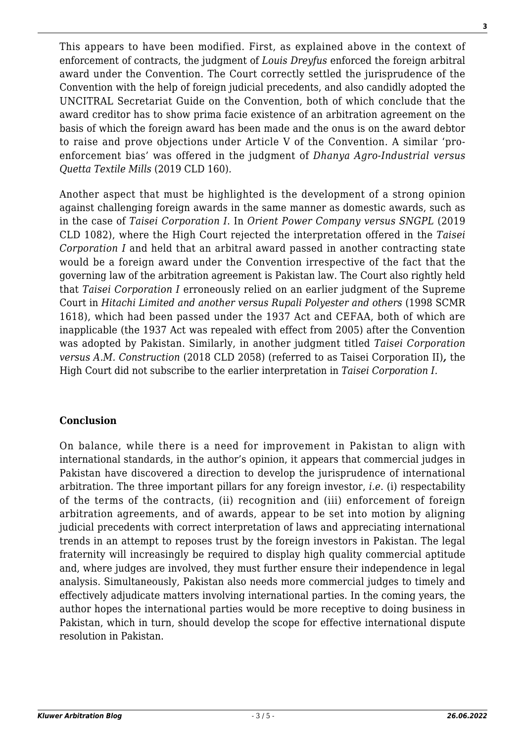This appears to have been modified. First, as explained above in the context of enforcement of contracts, the judgment of *Louis Dreyfus* enforced the foreign arbitral award under the Convention. The Court correctly settled the jurisprudence of the Convention with the help of foreign judicial precedents, and also candidly adopted the UNCITRAL Secretariat Guide on the Convention, both of which conclude that the award creditor has to show prima facie existence of an arbitration agreement on the basis of which the foreign award has been made and the onus is on the award debtor to raise and prove objections under Article V of the Convention. A similar 'pro-enforcement bias' was offered in the judgment of *Dhanya Agro-Industrial versus Quetta Textile Mills* (2019 CLD 160).

Another aspect that must be highlighted is the development of a strong opinion against challenging foreign awards in the same manner as domestic awards, such as in the case of *Taisei Corporation I*. In *Orient Power Company versus SNGPL* (2019 CLD 1082), where the High Court rejected the interpretation offered in the *Taisei Corporation I* and held that an arbitral award passed in another contracting state would be a foreign award under the Convention irrespective of the fact that the governing law of the arbitration agreement is Pakistan law. The Court also rightly held that *Taisei Corporation I* erroneously relied on an earlier judgment of the Supreme Court in *Hitachi Limited and another versus Rupali Polyester and others* (1998 SCMR 1618), which had been passed under the 1937 Act and CEFAA, both of which are inapplicable (the 1937 Act was repealed with effect from 2005) after the Convention was adopted by Pakistan. Similarly, in another judgment titled *Taisei Corporation versus A.M. Construction* (2018 CLD 2058) (referred to as Taisei Corporation II)**,** the High Court did not subscribe to the earlier interpretation in *Taisei Corporation I*.

## Conclusion

On balance, while there is a need for improvement in Pakistan to align with international standards, in the author's opinion, it appears that commercial judges in Pakistan have discovered a direction to develop the jurisprudence of international arbitration. The three important pillars for any foreign investor, *i.e.* (i) respectability of the terms of the contracts, (ii) recognition and (iii) enforcement of foreign arbitration agreements, and of awards, appear to be set into motion by aligning judicial precedents with correct interpretation of laws and appreciating international trends in an attempt to reposes trust by the foreign investors in Pakistan. The legal fraternity will increasingly be required to display high quality commercial aptitude and, where judges are involved, they must further ensure their independence in legal analysis. Simultaneously, Pakistan also needs more commercial judges to timely and effectively adjudicate matters involving international parties. In the coming years, the author hopes the international parties would be more receptive to doing business in Pakistan, which in turn, should develop the scope for effective international dispute resolution in Pakistan.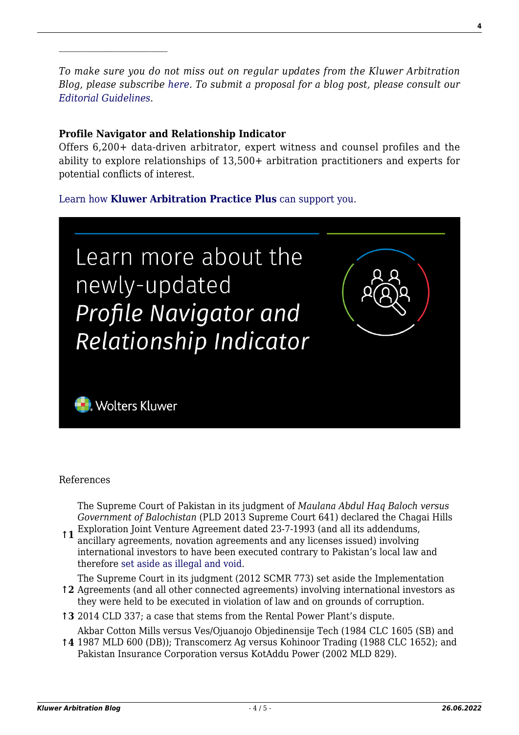---

*To make sure you do not miss out on regular updates from the Kluwer Arbitration Blog, please subscribe here. To submit a proposal for a blog post, please consult our Editorial Guidelines.*

**Profile Navigator and Relationship Indicator**
Offers 6,200+ data-driven arbitrator, expert witness and counsel profiles and the ability to explore relationships of 13,500+ arbitration practitioners and experts for potential conflicts of interest.

Learn how **Kluwer Arbitration Practice Plus** can support you.

Learn more about the newly-updated *Profile Navigator and Relationship Indicator*

Wolters Kluwer

References

↑1 The Supreme Court of Pakistan in its judgment of *Maulana Abdul Haq Baloch versus Government of Balochistan* (PLD 2013 Supreme Court 641) declared the Chagai Hills Exploration Joint Venture Agreement dated 23-7-1993 (and all its addendums, ancillary agreements, novation agreements and any licenses issued) involving international investors to have been executed contrary to Pakistan's local law and therefore set aside as illegal and void.

↑2 The Supreme Court in its judgment (2012 SCMR 773) set aside the Implementation Agreements (and all other connected agreements) involving international investors as they were held to be executed in violation of law and on grounds of corruption.

↑3 2014 CLD 337; a case that stems from the Rental Power Plant's dispute.

↑4 Akbar Cotton Mills versus Ves/Ojuanojo Objedinensije Tech (1984 CLC 1605 (SB) and 1987 MLD 600 (DB)); Transcomerz Ag versus Kohinoor Trading (1988 CLC 1652); and Pakistan Insurance Corporation versus KotAddu Power (2002 MLD 829).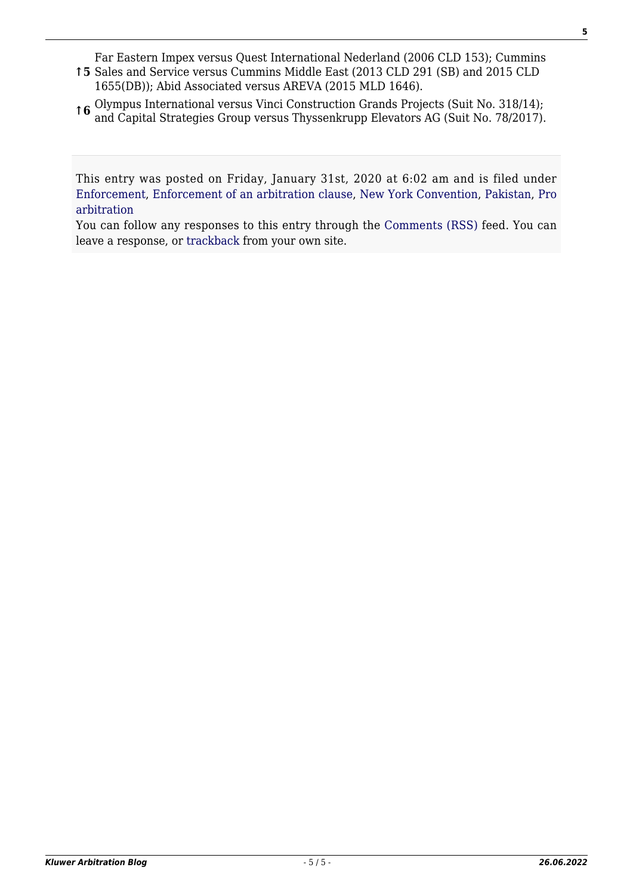↑5 Far Eastern Impex versus Quest International Nederland (2006 CLD 153); Cummins Sales and Service versus Cummins Middle East (2013 CLD 291 (SB) and 2015 CLD 1655(DB)); Abid Associated versus AREVA (2015 MLD 1646).

↑6 Olympus International versus Vinci Construction Grands Projects (Suit No. 318/14); and Capital Strategies Group versus Thyssenkrupp Elevators AG (Suit No. 78/2017).

This entry was posted on Friday, January 31st, 2020 at 6:02 am and is filed under Enforcement, Enforcement of an arbitration clause, New York Convention, Pakistan, Pro arbitration

You can follow any responses to this entry through the Comments (RSS) feed. You can leave a response, or trackback from your own site.